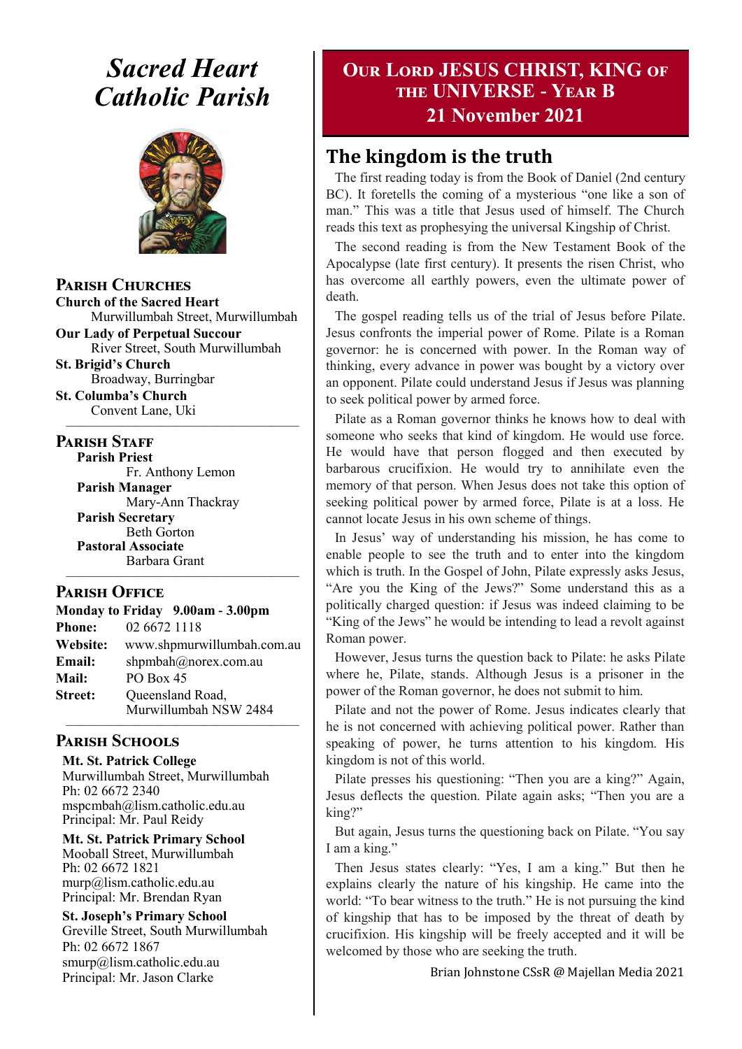# Sacred Heart Catholic Parish

## Parish Churches

**Church of the Sacred Heart**
Murwillumbah Street, Murwillumbah

**Our Lady of Perpetual Succour**
River Street, South Murwillumbah

**St. Brigid's Church**
Broadway, Burringbar

**St. Columba's Church**
Convent Lane, Uki

## Parish Staff

**Parish Priest**
Fr. Anthony Lemon

**Parish Manager**
Mary-Ann Thackray

**Parish Secretary**
Beth Gorton

**Pastoral Associate**
Barbara Grant

## Parish Office

**Monday to Friday 9.00am - 3.00pm**

**Phone:** 02 6672 1118
**Website:** www.shpmurwillumbah.com.au
**Email:** shpmbah@norex.com.au
**Mail:** PO Box 45
**Street:** Queensland Road, Murwillumbah NSW 2484

## Parish Schools

**Mt. St. Patrick College**
Murwillumbah Street, Murwillumbah
Ph: 02 6672 2340
mspcmbah@lism.catholic.edu.au
Principal: Mr. Paul Reidy

**Mt. St. Patrick Primary School**
Mooball Street, Murwillumbah
Ph: 02 6672 1821
murp@lism.catholic.edu.au
Principal: Mr. Brendan Ryan

**St. Joseph's Primary School**
Greville Street, South Murwillumbah
Ph: 02 6672 1867
smurp@lism.catholic.edu.au
Principal: Mr. Jason Clarke

# Our Lord JESUS CHRIST, KING of the UNIVERSE - Year B
## 21 November 2021

## The kingdom is the truth

The first reading today is from the Book of Daniel (2nd century BC). It foretells the coming of a mysterious "one like a son of man." This was a title that Jesus used of himself. The Church reads this text as prophesying the universal Kingship of Christ.

The second reading is from the New Testament Book of the Apocalypse (late first century). It presents the risen Christ, who has overcome all earthly powers, even the ultimate power of death.

The gospel reading tells us of the trial of Jesus before Pilate. Jesus confronts the imperial power of Rome. Pilate is a Roman governor: he is concerned with power. In the Roman way of thinking, every advance in power was bought by a victory over an opponent. Pilate could understand Jesus if Jesus was planning to seek political power by armed force.

Pilate as a Roman governor thinks he knows how to deal with someone who seeks that kind of kingdom. He would use force. He would have that person flogged and then executed by barbarous crucifixion. He would try to annihilate even the memory of that person. When Jesus does not take this option of seeking political power by armed force, Pilate is at a loss. He cannot locate Jesus in his own scheme of things.

In Jesus' way of understanding his mission, he has come to enable people to see the truth and to enter into the kingdom which is truth. In the Gospel of John, Pilate expressly asks Jesus, "Are you the King of the Jews?" Some understand this as a politically charged question: if Jesus was indeed claiming to be "King of the Jews" he would be intending to lead a revolt against Roman power.

However, Jesus turns the question back to Pilate: he asks Pilate where he, Pilate, stands. Although Jesus is a prisoner in the power of the Roman governor, he does not submit to him.

Pilate and not the power of Rome. Jesus indicates clearly that he is not concerned with achieving political power. Rather than speaking of power, he turns attention to his kingdom. His kingdom is not of this world.

Pilate presses his questioning: "Then you are a king?" Again, Jesus deflects the question. Pilate again asks; "Then you are a king?"

But again, Jesus turns the questioning back on Pilate. "You say I am a king."

Then Jesus states clearly: "Yes, I am a king." But then he explains clearly the nature of his kingship. He came into the world: "To bear witness to the truth." He is not pursuing the kind of kingship that has to be imposed by the threat of death by crucifixion. His kingship will be freely accepted and it will be welcomed by those who are seeking the truth.

Brian Johnstone CSsR @ Majellan Media 2021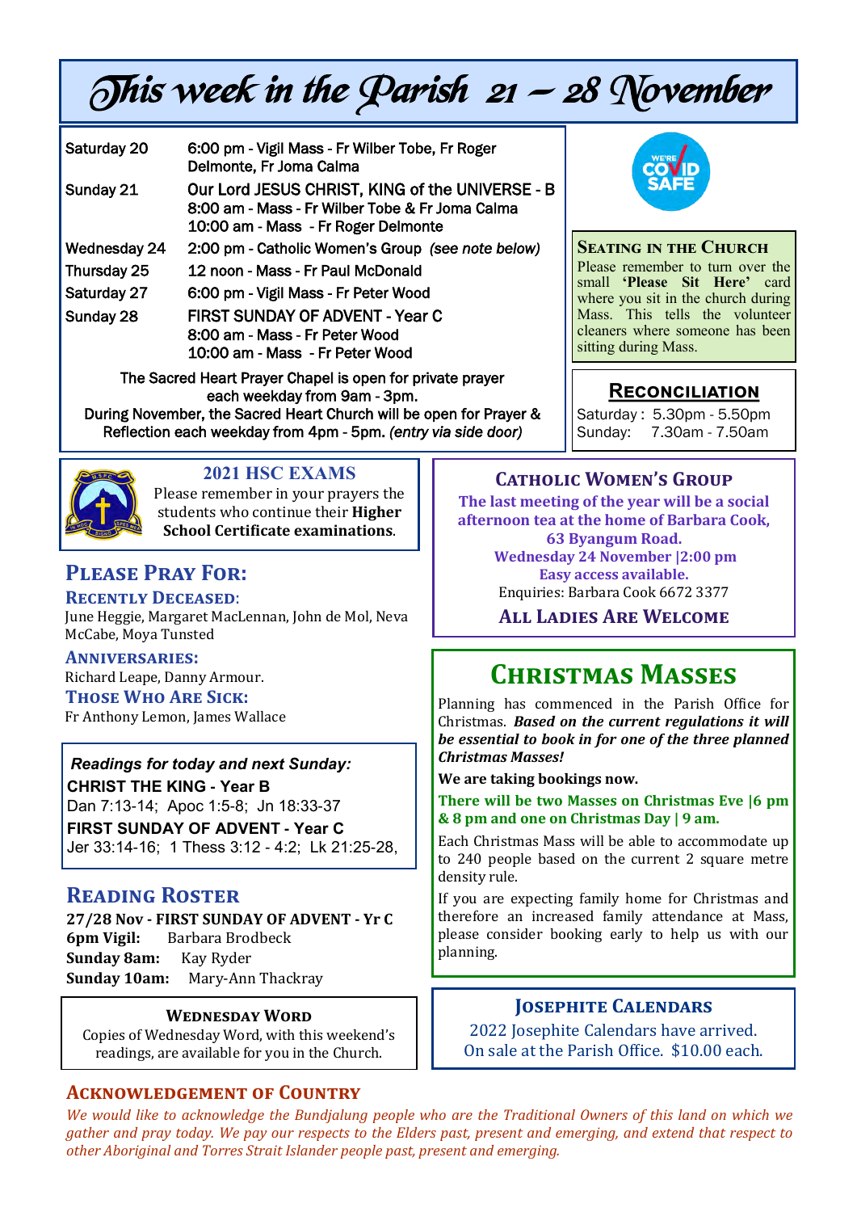# This week in the Parish 21 – 28 November

| | |
|---|---|
| Saturday 20 | 6:00 pm - Vigil Mass - Fr Wilber Tobe, Fr Roger Delmonte, Fr Joma Calma |
| Sunday 21 | Our Lord JESUS CHRIST, KING of the UNIVERSE - B<br>8:00 am - Mass - Fr Wilber Tobe & Fr Joma Calma<br>10:00 am - Mass - Fr Roger Delmonte |
| Wednesday 24 | 2:00 pm - Catholic Women's Group *(see note below)* |
| Thursday 25 | 12 noon - Mass - Fr Paul McDonald |
| Saturday 27 | 6:00 pm - Vigil Mass - Fr Peter Wood |
| Sunday 28 | FIRST SUNDAY OF ADVENT - Year C<br>8:00 am - Mass - Fr Peter Wood<br>10:00 am - Mass - Fr Peter Wood |

The Sacred Heart Prayer Chapel is open for private prayer each weekday from 9am - 3pm.
During November, the Sacred Heart Church will be open for Prayer & Reflection each weekday from 4pm - 5pm. *(entry via side door)*

WE'RE COVID SAFE

## Seating in the Church

Please remember to turn over the small **'Please Sit Here'** card where you sit in the church during Mass. This tells the volunteer cleaners where someone has been sitting during Mass.

## Reconciliation

Saturday : 5.30pm - 5.50pm
Sunday: 7.30am - 7.50am

## 2021 HSC Exams

Please remember in your prayers the students who continue their **Higher School Certificate examinations**.

## Please Pray For:

**Recently Deceased**:
June Heggie, Margaret MacLennan, John de Mol, Neva McCabe, Moya Tunsted

**Anniversaries:**
Richard Leape, Danny Armour.

**Those Who Are Sick:**
Fr Anthony Lemon, James Wallace

***Readings for today and next Sunday:***

**CHRIST THE KING - Year B**
Dan 7:13-14; Apoc 1:5-8; Jn 18:33-37

**FIRST SUNDAY OF ADVENT - Year C**
Jer 33:14-16; 1 Thess 3:12 - 4:2; Lk 21:25-28,

## Reading Roster

**27/28 Nov - FIRST SUNDAY OF ADVENT - Yr C**
**6pm Vigil:** Barbara Brodbeck
**Sunday 8am:** Kay Ryder
**Sunday 10am:** Mary-Ann Thackray

## Wednesday Word

Copies of Wednesday Word, with this weekend's readings, are available for you in the Church.

## Catholic Women's Group

**The last meeting of the year will be a social afternoon tea at the home of Barbara Cook, 63 Byangum Road.**
**Wednesday 24 November |2:00 pm**
**Easy access available.**
Enquiries: Barbara Cook 6672 3377

**All Ladies Are Welcome**

## Christmas Masses

Planning has commenced in the Parish Office for Christmas. ***Based on the current regulations it will be essential to book in for one of the three planned Christmas Masses!***

**We are taking bookings now.**

**There will be two Masses on Christmas Eve |6 pm & 8 pm and one on Christmas Day | 9 am.**

Each Christmas Mass will be able to accommodate up to 240 people based on the current 2 square metre density rule.

If you are expecting family home for Christmas and therefore an increased family attendance at Mass, please consider booking early to help us with our planning.

## Josephite Calendars

2022 Josephite Calendars have arrived.
On sale at the Parish Office. $10.00 each.

## Acknowledgement of Country

*We would like to acknowledge the Bundjalung people who are the Traditional Owners of this land on which we gather and pray today. We pay our respects to the Elders past, present and emerging, and extend that respect to other Aboriginal and Torres Strait Islander people past, present and emerging.*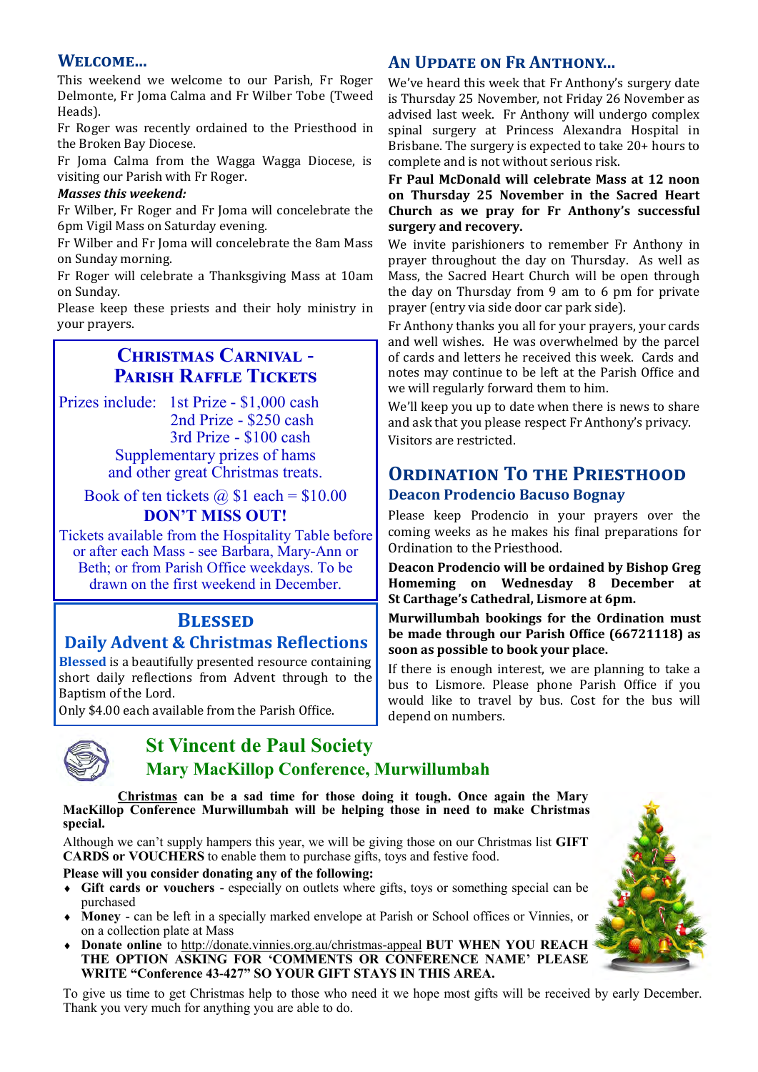## Welcome...

This weekend we welcome to our Parish, Fr Roger Delmonte, Fr Joma Calma and Fr Wilber Tobe (Tweed Heads).

Fr Roger was recently ordained to the Priesthood in the Broken Bay Diocese.

Fr Joma Calma from the Wagga Wagga Diocese, is visiting our Parish with Fr Roger.

***Masses this weekend:***

Fr Wilber, Fr Roger and Fr Joma will concelebrate the 6pm Vigil Mass on Saturday evening.

Fr Wilber and Fr Joma will concelebrate the 8am Mass on Sunday morning.

Fr Roger will celebrate a Thanksgiving Mass at 10am on Sunday.

Please keep these priests and their holy ministry in your prayers.

## Christmas Carnival - Parish Raffle Tickets

Prizes include: 1st Prize - $1,000 cash
2nd Prize - $250 cash
3rd Prize - $100 cash
Supplementary prizes of hams and other great Christmas treats.

Book of ten tickets @ $1 each = $10.00

**DON'T MISS OUT!**

Tickets available from the Hospitality Table before or after each Mass - see Barbara, Mary-Ann or Beth; or from Parish Office weekdays. To be drawn on the first weekend in December.

## Blessed

### Daily Advent & Christmas Reflections

**Blessed** is a beautifully presented resource containing short daily reflections from Advent through to the Baptism of the Lord.

Only $4.00 each available from the Parish Office.

## An Update on Fr Anthony...

We've heard this week that Fr Anthony's surgery date is Thursday 25 November, not Friday 26 November as advised last week. Fr Anthony will undergo complex spinal surgery at Princess Alexandra Hospital in Brisbane. The surgery is expected to take 20+ hours to complete and is not without serious risk.

**Fr Paul McDonald will celebrate Mass at 12 noon on Thursday 25 November in the Sacred Heart Church as we pray for Fr Anthony's successful surgery and recovery.**

We invite parishioners to remember Fr Anthony in prayer throughout the day on Thursday. As well as Mass, the Sacred Heart Church will be open through the day on Thursday from 9 am to 6 pm for private prayer (entry via side door car park side).

Fr Anthony thanks you all for your prayers, your cards and well wishes. He was overwhelmed by the parcel of cards and letters he received this week. Cards and notes may continue to be left at the Parish Office and we will regularly forward them to him.

We'll keep you up to date when there is news to share and ask that you please respect Fr Anthony's privacy. Visitors are restricted.

## Ordination To the Priesthood

### Deacon Prodencio Bacuso Bognay

Please keep Prodencio in your prayers over the coming weeks as he makes his final preparations for Ordination to the Priesthood.

**Deacon Prodencio will be ordained by Bishop Greg Homeming on Wednesday 8 December at St Carthage's Cathedral, Lismore at 6pm.**

**Murwillumbah bookings for the Ordination must be made through our Parish Office (66721118) as soon as possible to book your place.**

If there is enough interest, we are planning to take a bus to Lismore. Please phone Parish Office if you would like to travel by bus. Cost for the bus will depend on numbers.

## St Vincent de Paul Society

### Mary MacKillop Conference, Murwillumbah

**<u>Christmas</u> can be a sad time for those doing it tough. Once again the Mary MacKillop Conference Murwillumbah will be helping those in need to make Christmas special.**

Although we can't supply hampers this year, we will be giving those on our Christmas list **GIFT CARDS or VOUCHERS** to enable them to purchase gifts, toys and festive food.

**Please will you consider donating any of the following:**

- **Gift cards or vouchers** - especially on outlets where gifts, toys or something special can be purchased
- **Money** - can be left in a specially marked envelope at Parish or School offices or Vinnies, or on a collection plate at Mass
- **Donate online** to http://donate.vinnies.org.au/christmas-appeal **BUT WHEN YOU REACH THE OPTION ASKING FOR 'COMMENTS OR CONFERENCE NAME' PLEASE WRITE "Conference 43-427" SO YOUR GIFT STAYS IN THIS AREA.**

To give us time to get Christmas help to those who need it we hope most gifts will be received by early December. Thank you very much for anything you are able to do.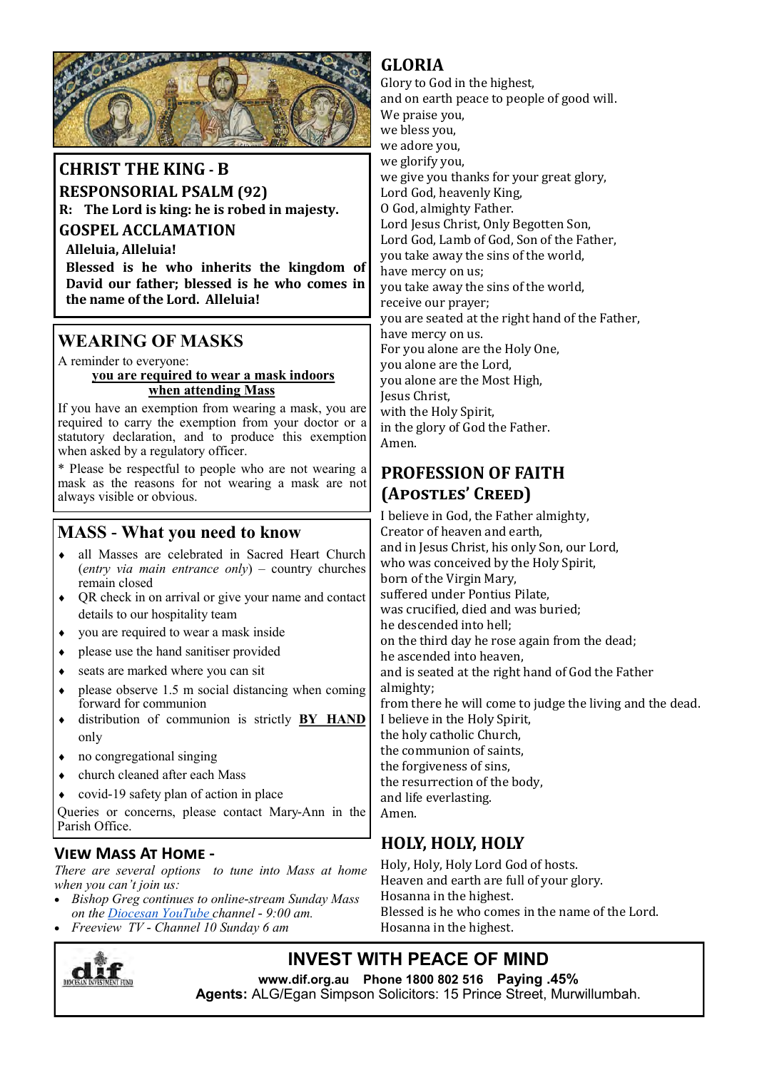## CHRIST THE KING - B

### RESPONSORIAL PSALM (92)

**R: The Lord is king: he is robed in majesty.**

### GOSPEL ACCLAMATION

**Alleluia, Alleluia!**

**Blessed is he who inherits the kingdom of David our father; blessed is he who comes in the name of the Lord. Alleluia!**

## WEARING OF MASKS

A reminder to everyone:

**you are required to wear a mask indoors when attending Mass**

If you have an exemption from wearing a mask, you are required to carry the exemption from your doctor or a statutory declaration, and to produce this exemption when asked by a regulatory officer.

* Please be respectful to people who are not wearing a mask as the reasons for not wearing a mask are not always visible or obvious.

## MASS - What you need to know

- all Masses are celebrated in Sacred Heart Church (*entry via main entrance only*) – country churches remain closed
- QR check in on arrival or give your name and contact details to our hospitality team
- you are required to wear a mask inside
- please use the hand sanitiser provided
- seats are marked where you can sit
- please observe 1.5 m social distancing when coming forward for communion
- distribution of communion is strictly **BY HAND** only
- no congregational singing
- church cleaned after each Mass
- covid-19 safety plan of action in place

Queries or concerns, please contact Mary-Ann in the Parish Office.

### VIEW MASS AT HOME -

*There are several options to tune into Mass at home when you can't join us:*

- *Bishop Greg continues to online-stream Sunday Mass on the Diocesan YouTube channel - 9:00 am.*
- *Freeview TV - Channel 10 Sunday 6 am*

## GLORIA

Glory to God in the highest,
and on earth peace to people of good will.
We praise you,
we bless you,
we adore you,
we glorify you,
we give you thanks for your great glory,
Lord God, heavenly King,
O God, almighty Father.
Lord Jesus Christ, Only Begotten Son,
Lord God, Lamb of God, Son of the Father,
you take away the sins of the world,
have mercy on us;
you take away the sins of the world,
receive our prayer;
you are seated at the right hand of the Father,
have mercy on us.
For you alone are the Holy One,
you alone are the Lord,
you alone are the Most High,
Jesus Christ,
with the Holy Spirit,
in the glory of God the Father.
Amen.

## PROFESSION OF FAITH (APOSTLES' CREED)

I believe in God, the Father almighty,
Creator of heaven and earth,
and in Jesus Christ, his only Son, our Lord,
who was conceived by the Holy Spirit,
born of the Virgin Mary,
suffered under Pontius Pilate,
was crucified, died and was buried;
he descended into hell;
on the third day he rose again from the dead;
he ascended into heaven,
and is seated at the right hand of God the Father almighty;
from there he will come to judge the living and the dead.
I believe in the Holy Spirit,
the holy catholic Church,
the communion of saints,
the forgiveness of sins,
the resurrection of the body,
and life everlasting.
Amen.

## HOLY, HOLY, HOLY

Holy, Holy, Holy Lord God of hosts.
Heaven and earth are full of your glory.
Hosanna in the highest.
Blessed is he who comes in the name of the Lord.
Hosanna in the highest.

## INVEST WITH PEACE OF MIND

**www.dif.org.au Phone 1800 802 516 Paying .45%**

**Agents:** ALG/Egan Simpson Solicitors: 15 Prince Street, Murwillumbah.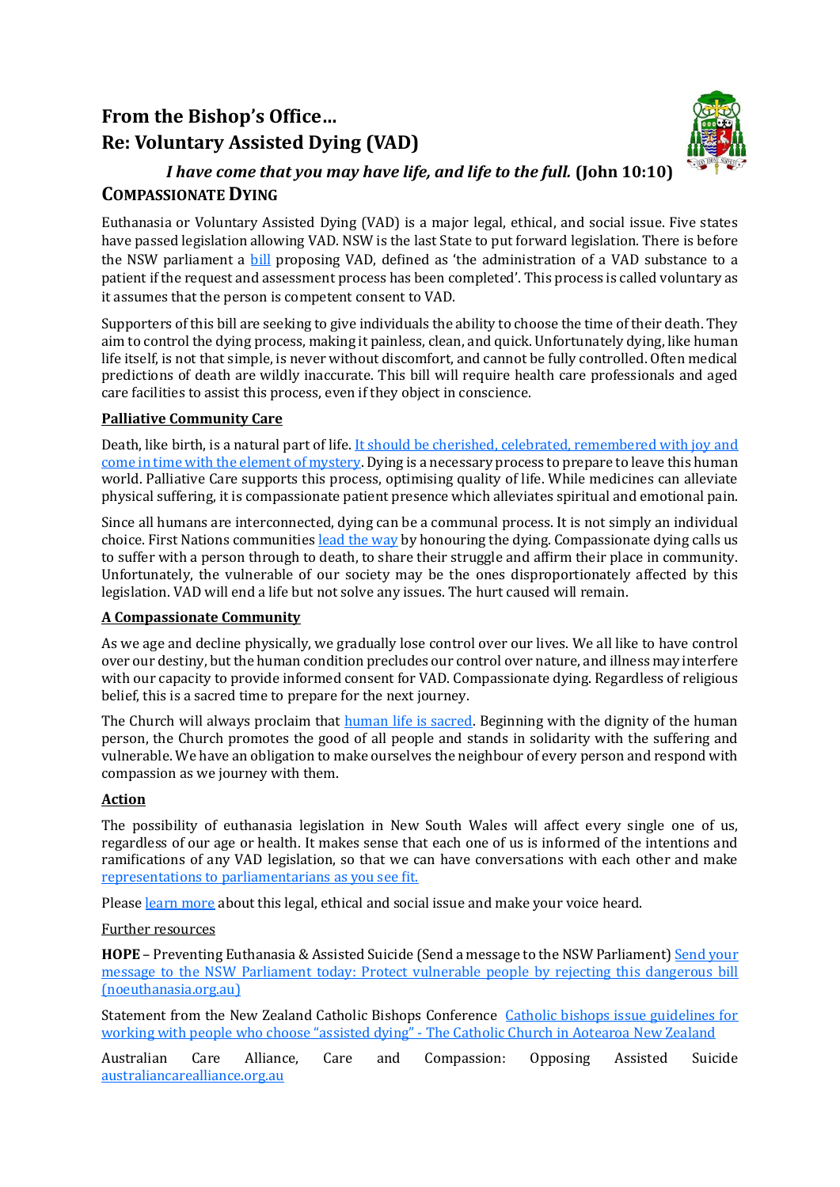# From the Bishop's Office…
# Re: Voluntary Assisted Dying (VAD)

*I have come that you may have life, and life to the full.* **(John 10:10)**

## Compassionate Dying

Euthanasia or Voluntary Assisted Dying (VAD) is a major legal, ethical, and social issue. Five states have passed legislation allowing VAD. NSW is the last State to put forward legislation. There is before the NSW parliament a bill proposing VAD, defined as 'the administration of a VAD substance to a patient if the request and assessment process has been completed'. This process is called voluntary as it assumes that the person is competent consent to VAD.

Supporters of this bill are seeking to give individuals the ability to choose the time of their death. They aim to control the dying process, making it painless, clean, and quick. Unfortunately dying, like human life itself, is not that simple, is never without discomfort, and cannot be fully controlled. Often medical predictions of death are wildly inaccurate. This bill will require health care professionals and aged care facilities to assist this process, even if they object in conscience.

### Palliative Community Care

Death, like birth, is a natural part of life. It should be cherished, celebrated, remembered with joy and come in time with the element of mystery. Dying is a necessary process to prepare to leave this human world. Palliative Care supports this process, optimising quality of life. While medicines can alleviate physical suffering, it is compassionate patient presence which alleviates spiritual and emotional pain.

Since all humans are interconnected, dying can be a communal process. It is not simply an individual choice. First Nations communities lead the way by honouring the dying. Compassionate dying calls us to suffer with a person through to death, to share their struggle and affirm their place in community. Unfortunately, the vulnerable of our society may be the ones disproportionately affected by this legislation. VAD will end a life but not solve any issues. The hurt caused will remain.

### A Compassionate Community

As we age and decline physically, we gradually lose control over our lives. We all like to have control over our destiny, but the human condition precludes our control over nature, and illness may interfere with our capacity to provide informed consent for VAD. Compassionate dying. Regardless of religious belief, this is a sacred time to prepare for the next journey.

The Church will always proclaim that human life is sacred. Beginning with the dignity of the human person, the Church promotes the good of all people and stands in solidarity with the suffering and vulnerable. We have an obligation to make ourselves the neighbour of every person and respond with compassion as we journey with them.

### Action

The possibility of euthanasia legislation in New South Wales will affect every single one of us, regardless of our age or health. It makes sense that each one of us is informed of the intentions and ramifications of any VAD legislation, so that we can have conversations with each other and make representations to parliamentarians as you see fit.

Please learn more about this legal, ethical and social issue and make your voice heard.

Further resources

**HOPE** – Preventing Euthanasia & Assisted Suicide (Send a message to the NSW Parliament) Send your message to the NSW Parliament today: Protect vulnerable people by rejecting this dangerous bill (noeuthanasia.org.au)

Statement from the New Zealand Catholic Bishops Conference Catholic bishops issue guidelines for working with people who choose "assisted dying" - The Catholic Church in Aotearoa New Zealand

Australian Care Alliance, Care and Compassion: Opposing Assisted Suicide australiancarealliance.org.au